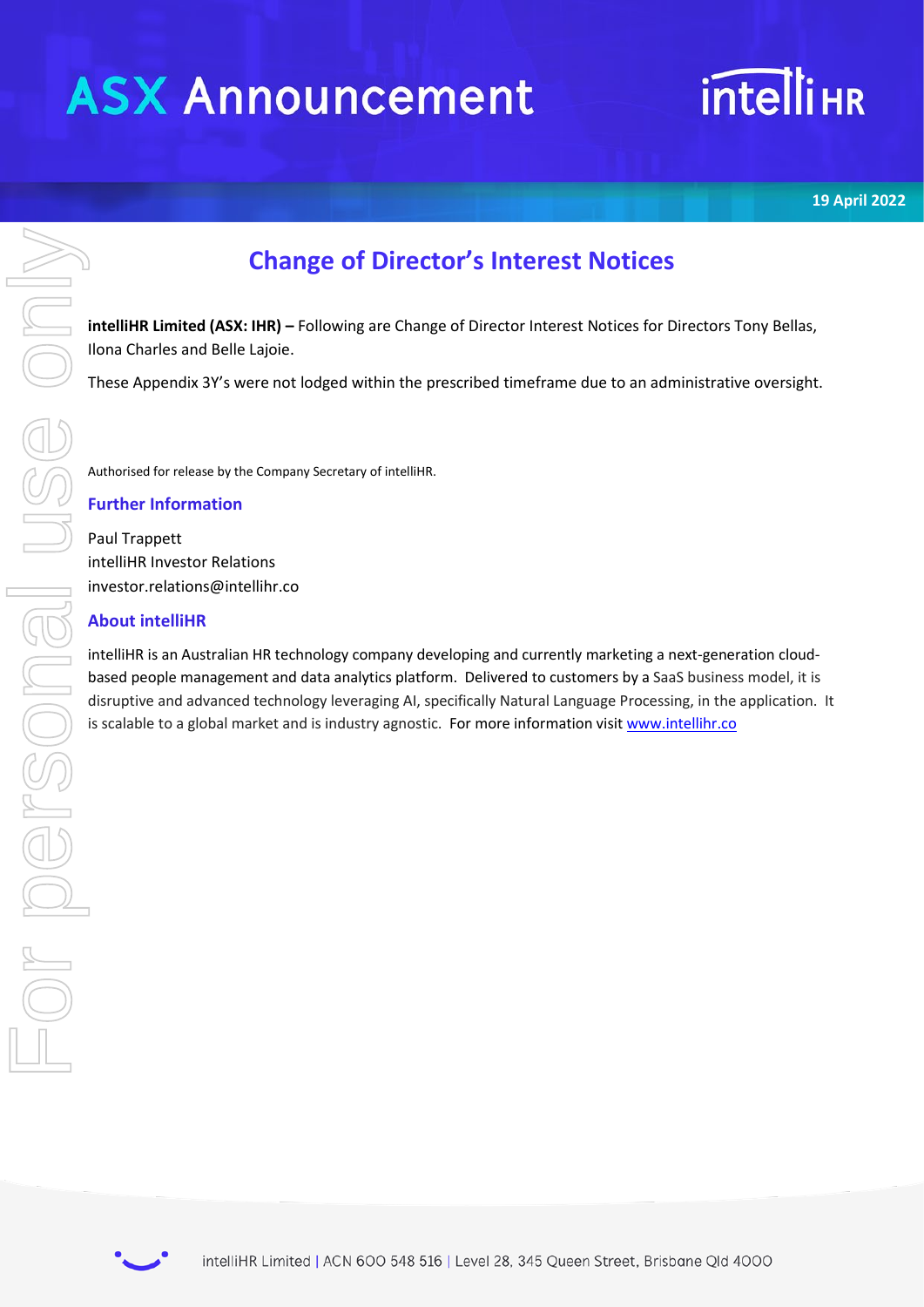# ASX Announcement

19 April 2022

## Change of Director's Interest Notices

**intelliHR Limited (ASX: IHR) –** Following are Change of Director Interest Notices for Directors Tony Bellas, Ilona Charles and Belle Lajoie.

These Appendix 3Y's were not lodged within the prescribed timeframe due to an administrative oversight.

Authorised for release by the Company Secretary of intelliHR.

### Further Information

Paul Trappett
intelliHR Investor Relations
investor.relations@intellihr.co

### About intelliHR

intelliHR is an Australian HR technology company developing and currently marketing a next-generation cloud-based people management and data analytics platform. Delivered to customers by a SaaS business model, it is disruptive and advanced technology leveraging AI, specifically Natural Language Processing, in the application. It is scalable to a global market and is industry agnostic. For more information visit www.intellihr.co

intelliHR Limited | ACN 600 548 516 | Level 28, 345 Queen Street, Brisbane Qld 4000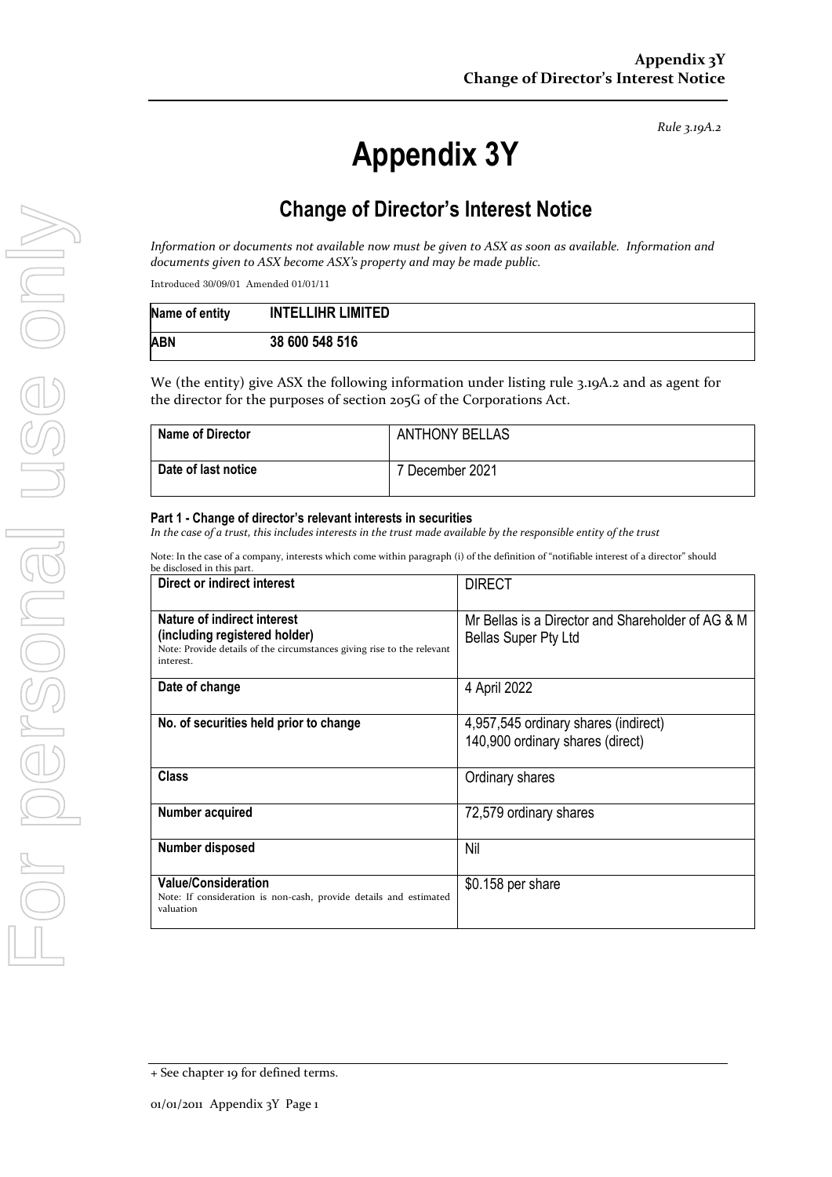Rule 3.19A.2

# Appendix 3Y

## Change of Director's Interest Notice

*Information or documents not available now must be given to ASX as soon as available. Information and documents given to ASX become ASX's property and may be made public.*

Introduced 30/09/01 Amended 01/01/11

| Name of entity | INTELLIHR LIMITED |
|---|---|
| ABN | 38 600 548 516 |

We (the entity) give ASX the following information under listing rule 3.19A.2 and as agent for the director for the purposes of section 205G of the Corporations Act.

| Name of Director | ANTHONY BELLAS |
|---|---|
| Date of last notice | 7 December 2021 |

#### Part 1 - Change of director's relevant interests in securities

*In the case of a trust, this includes interests in the trust made available by the responsible entity of the trust*

Note: In the case of a company, interests which come within paragraph (i) of the definition of "notifiable interest of a director" should be disclosed in this part.

| Direct or indirect interest | DIRECT |
|---|---|
| **Nature of indirect interest (including registered holder)**<br>Note: Provide details of the circumstances giving rise to the relevant interest. | Mr Bellas is a Director and Shareholder of AG & M Bellas Super Pty Ltd |
| **Date of change** | 4 April 2022 |
| **No. of securities held prior to change** | 4,957,545 ordinary shares (indirect)<br>140,900 ordinary shares (direct) |
| **Class** | Ordinary shares |
| **Number acquired** | 72,579 ordinary shares |
| **Number disposed** | Nil |
| **Value/Consideration**<br>Note: If consideration is non-cash, provide details and estimated valuation | $0.158 per share |

+ See chapter 19 for defined terms.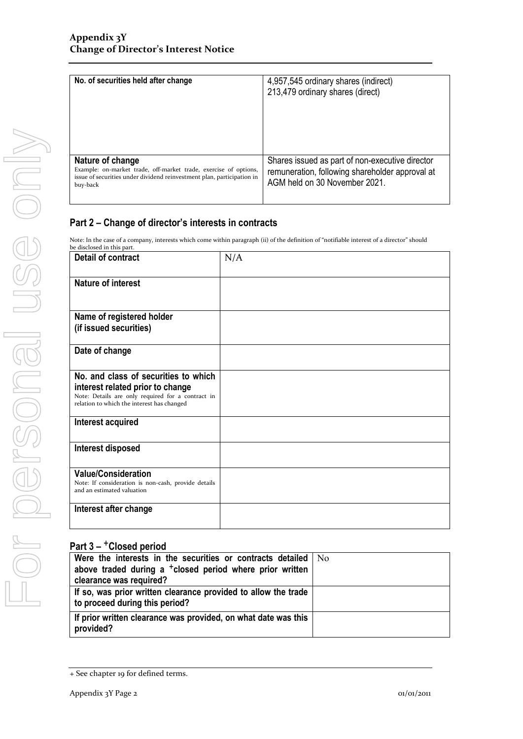| | |
|---|---|
| **No. of securities held after change** | 4,957,545 ordinary shares (indirect)<br>213,479 ordinary shares (direct) |
| **Nature of change**<br>Example: on-market trade, off-market trade, exercise of options, issue of securities under dividend reinvestment plan, participation in buy-back | Shares issued as part of non-executive director remuneration, following shareholder approval at AGM held on 30 November 2021. |

## Part 2 – Change of director's interests in contracts

Note: In the case of a company, interests which come within paragraph (ii) of the definition of "notifiable interest of a director" should be disclosed in this part.

| | |
|---|---|
| **Detail of contract** | N/A |
| **Nature of interest** | |
| **Name of registered holder (if issued securities)** | |
| **Date of change** | |
| **No. and class of securities to which interest related prior to change**<br>Note: Details are only required for a contract in relation to which the interest has changed | |
| **Interest acquired** | |
| **Interest disposed** | |
| **Value/Consideration**<br>Note: If consideration is non-cash, provide details and an estimated valuation | |
| **Interest after change** | |

## Part 3 – +Closed period

| | |
|---|---|
| **Were the interests in the securities or contracts detailed above traded during a +closed period where prior written clearance was required?** | No |
| **If so, was prior written clearance provided to allow the trade to proceed during this period?** | |
| **If prior written clearance was provided, on what date was this provided?** | |

+ See chapter 19 for defined terms.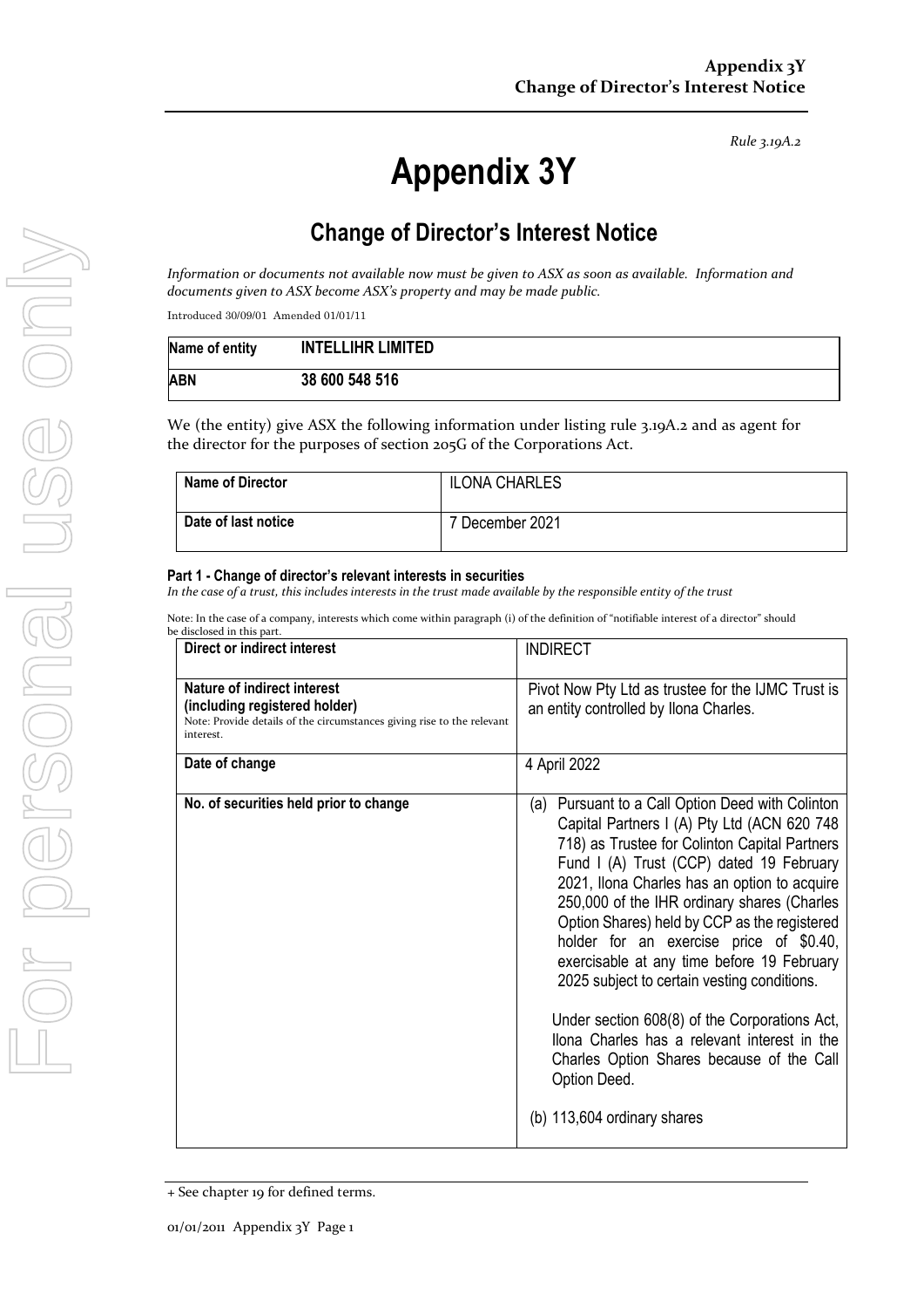Rule 3.19A.2

# Appendix 3Y

## Change of Director's Interest Notice

*Information or documents not available now must be given to ASX as soon as available. Information and documents given to ASX become ASX's property and may be made public.*

Introduced 30/09/01 Amended 01/01/11

| Name of entity | INTELLIHR LIMITED |
|---|---|
| ABN | 38 600 548 516 |

We (the entity) give ASX the following information under listing rule 3.19A.2 and as agent for the director for the purposes of section 205G of the Corporations Act.

| Name of Director | ILONA CHARLES |
|---|---|
| Date of last notice | 7 December 2021 |

#### Part 1 - Change of director's relevant interests in securities

*In the case of a trust, this includes interests in the trust made available by the responsible entity of the trust*

Note: In the case of a company, interests which come within paragraph (i) of the definition of "notifiable interest of a director" should be disclosed in this part.

| **Direct or indirect interest** | INDIRECT |
|---|---|
| **Nature of indirect interest (including registered holder)**<br>Note: Provide details of the circumstances giving rise to the relevant interest. | Pivot Now Pty Ltd as trustee for the IJMC Trust is an entity controlled by Ilona Charles. |
| **Date of change** | 4 April 2022 |
| **No. of securities held prior to change** | (a) Pursuant to a Call Option Deed with Colinton Capital Partners I (A) Pty Ltd (ACN 620 748 718) as Trustee for Colinton Capital Partners Fund I (A) Trust (CCP) dated 19 February 2021, Ilona Charles has an option to acquire 250,000 of the IHR ordinary shares (Charles Option Shares) held by CCP as the registered holder for an exercise price of $0.40, exercisable at any time before 19 February 2025 subject to certain vesting conditions.<br><br>Under section 608(8) of the Corporations Act, Ilona Charles has a relevant interest in the Charles Option Shares because of the Call Option Deed.<br><br>(b) 113,604 ordinary shares |

+ See chapter 19 for defined terms.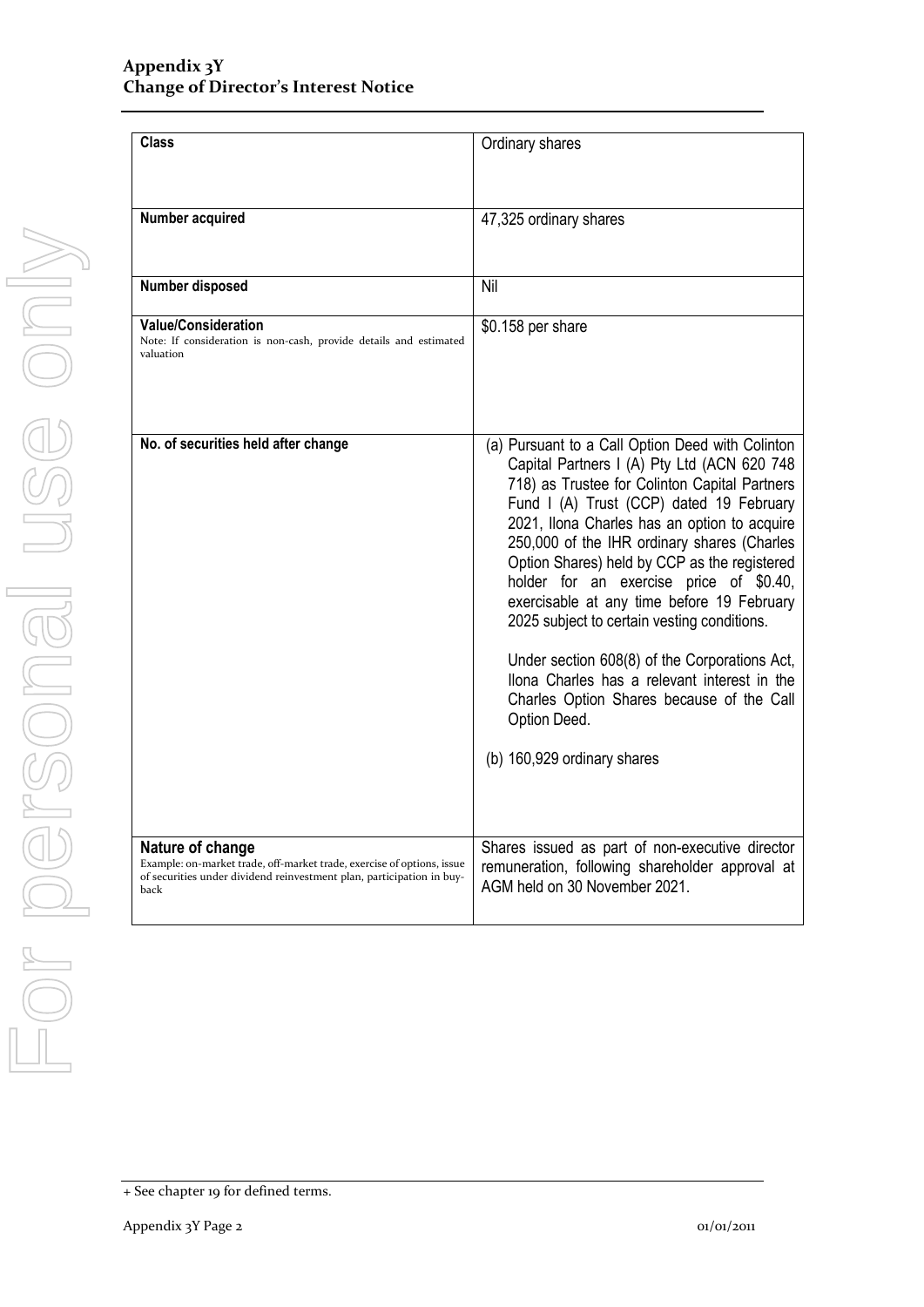| Class | Ordinary shares |
|---|---|
| **Number acquired** | 47,325 ordinary shares |
| **Number disposed** | Nil |
| **Value/Consideration**<br>Note: If consideration is non-cash, provide details and estimated valuation | $0.158 per share |
| **No. of securities held after change** | (a) Pursuant to a Call Option Deed with Colinton Capital Partners I (A) Pty Ltd (ACN 620 748 718) as Trustee for Colinton Capital Partners Fund I (A) Trust (CCP) dated 19 February 2021, Ilona Charles has an option to acquire 250,000 of the IHR ordinary shares (Charles Option Shares) held by CCP as the registered holder for an exercise price of $0.40, exercisable at any time before 19 February 2025 subject to certain vesting conditions.<br><br>Under section 608(8) of the Corporations Act, Ilona Charles has a relevant interest in the Charles Option Shares because of the Call Option Deed.<br><br>(b) 160,929 ordinary shares |
| **Nature of change**<br>Example: on-market trade, off-market trade, exercise of options, issue of securities under dividend reinvestment plan, participation in buy-back | Shares issued as part of non-executive director remuneration, following shareholder approval at AGM held on 30 November 2021. |

+ See chapter 19 for defined terms.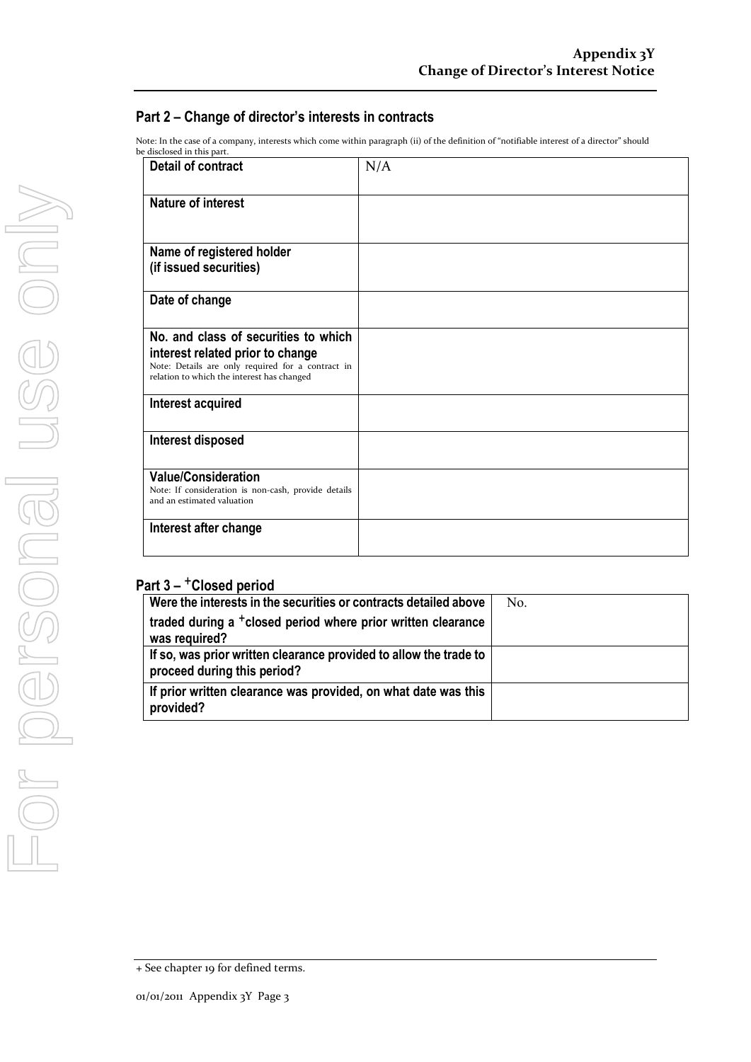## Part 2 – Change of director's interests in contracts

Note: In the case of a company, interests which come within paragraph (ii) of the definition of "notifiable interest of a director" should be disclosed in this part.

| **Detail of contract** | N/A |
|---|---|
| **Nature of interest** | |
| **Name of registered holder (if issued securities)** | |
| **Date of change** | |
| **No. and class of securities to which interest related prior to change** Note: Details are only required for a contract in relation to which the interest has changed | |
| **Interest acquired** | |
| **Interest disposed** | |
| **Value/Consideration** Note: If consideration is non-cash, provide details and an estimated valuation | |
| **Interest after change** | |

## Part 3 – +Closed period

| **Were the interests in the securities or contracts detailed above traded during a +closed period where prior written clearance was required?** | No. |
|---|---|
| **If so, was prior written clearance provided to allow the trade to proceed during this period?** | |
| **If prior written clearance was provided, on what date was this provided?** | |

+ See chapter 19 for defined terms.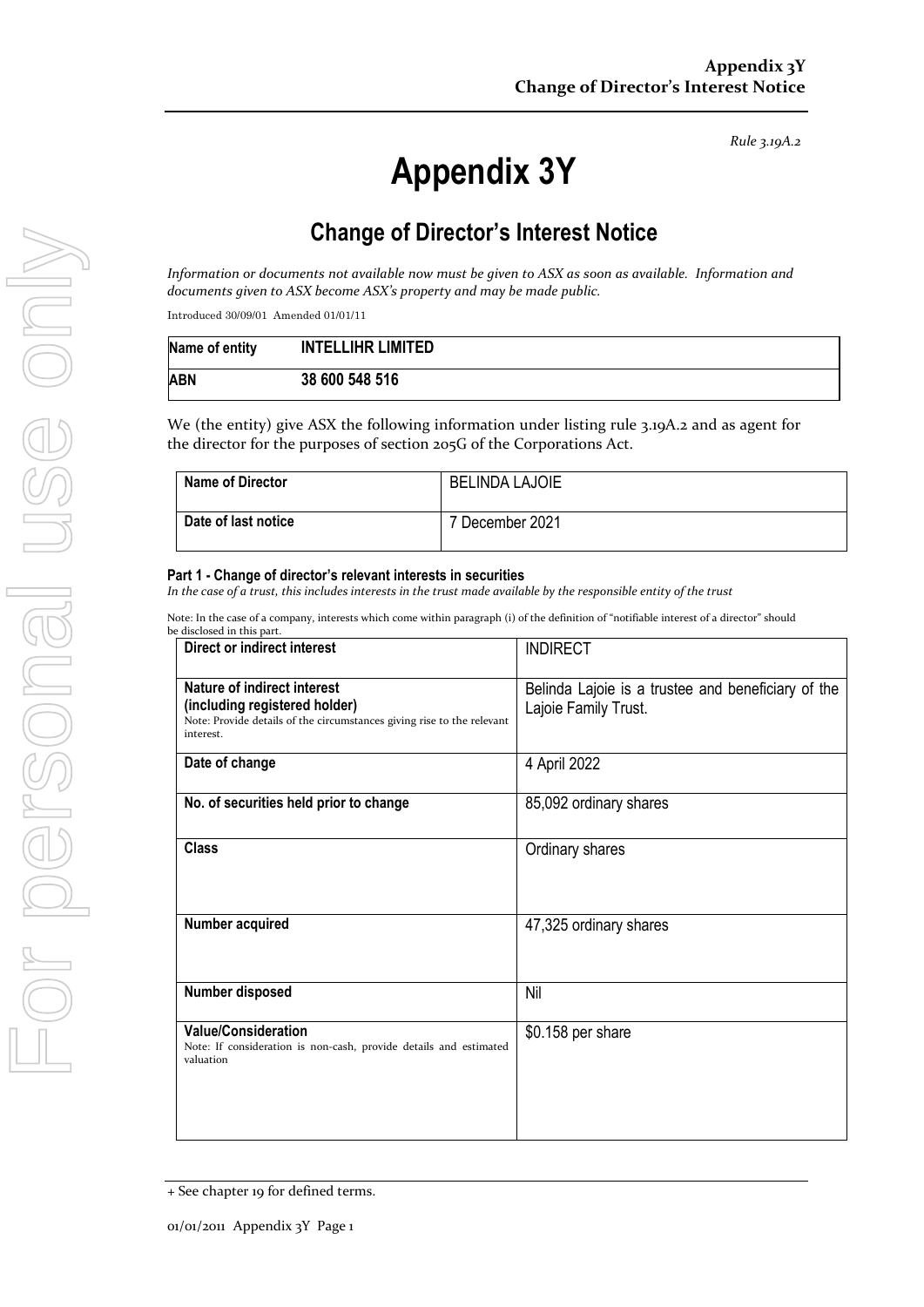*Rule 3.19A.2*

# Appendix 3Y

## Change of Director's Interest Notice

*Information or documents not available now must be given to ASX as soon as available. Information and documents given to ASX become ASX's property and may be made public.*

Introduced 30/09/01 Amended 01/01/11

| Name of entity | INTELLIHR LIMITED |
|---|---|
| ABN | 38 600 548 516 |

We (the entity) give ASX the following information under listing rule 3.19A.2 and as agent for the director for the purposes of section 205G of the Corporations Act.

| Name of Director | BELINDA LAJOIE |
|---|---|
| Date of last notice | 7 December 2021 |

#### Part 1 - Change of director's relevant interests in securities

*In the case of a trust, this includes interests in the trust made available by the responsible entity of the trust*

Note: In the case of a company, interests which come within paragraph (i) of the definition of "notifiable interest of a director" should be disclosed in this part.

| Direct or indirect interest | INDIRECT |
|---|---|
| **Nature of indirect interest (including registered holder)** Note: Provide details of the circumstances giving rise to the relevant interest. | Belinda Lajoie is a trustee and beneficiary of the Lajoie Family Trust. |
| **Date of change** | 4 April 2022 |
| **No. of securities held prior to change** | 85,092 ordinary shares |
| **Class** | Ordinary shares |
| **Number acquired** | 47,325 ordinary shares |
| **Number disposed** | Nil |
| **Value/Consideration** Note: If consideration is non-cash, provide details and estimated valuation | $0.158 per share |

+ See chapter 19 for defined terms.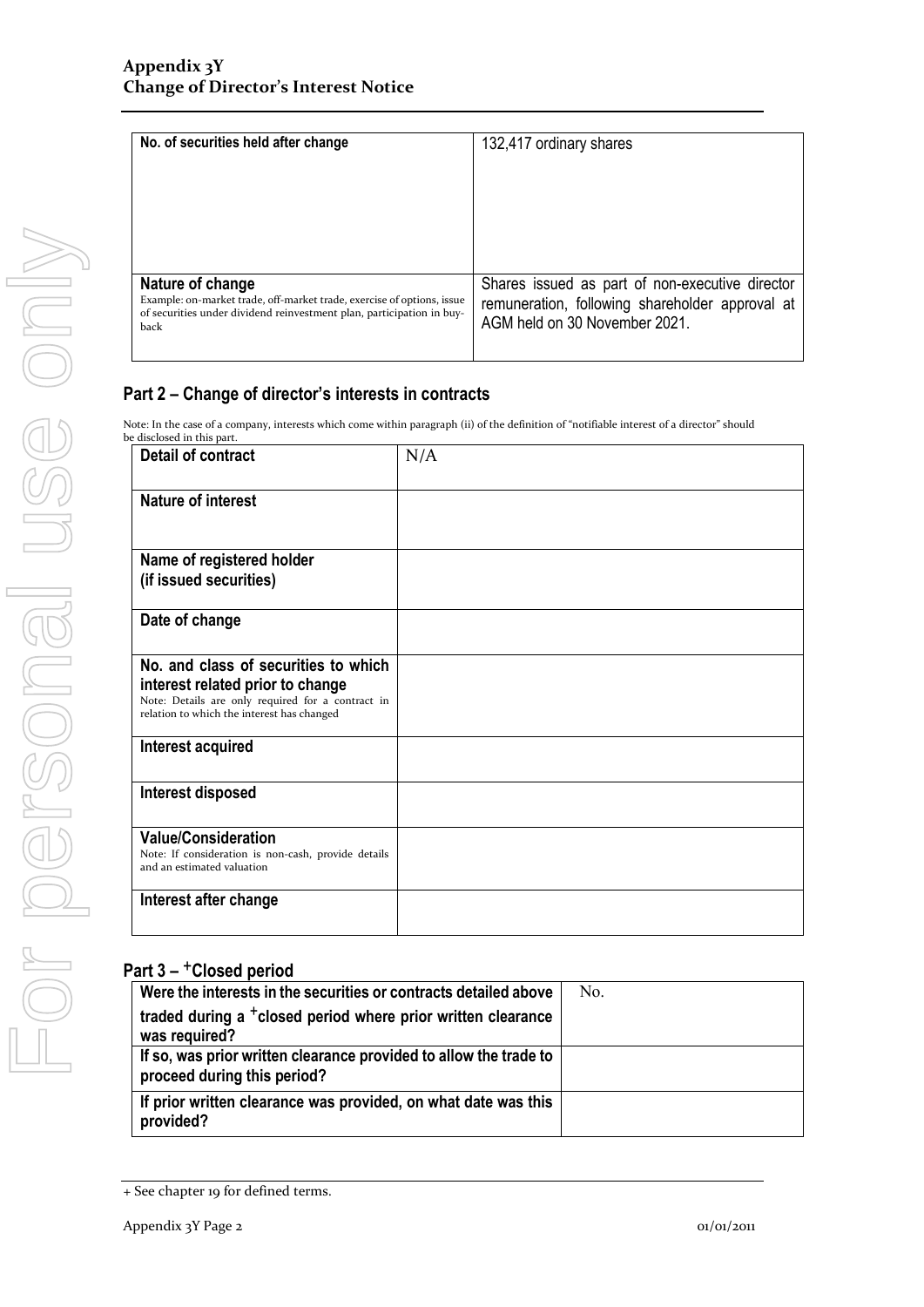| | |
|---|---|
| **No. of securities held after change** | 132,417 ordinary shares |
| **Nature of change**<br>Example: on-market trade, off-market trade, exercise of options, issue of securities under dividend reinvestment plan, participation in buy-back | Shares issued as part of non-executive director remuneration, following shareholder approval at AGM held on 30 November 2021. |

## Part 2 – Change of director's interests in contracts

Note: In the case of a company, interests which come within paragraph (ii) of the definition of "notifiable interest of a director" should be disclosed in this part.

| | |
|---|---|
| **Detail of contract** | N/A |
| **Nature of interest** | |
| **Name of registered holder (if issued securities)** | |
| **Date of change** | |
| **No. and class of securities to which interest related prior to change**<br>Note: Details are only required for a contract in relation to which the interest has changed | |
| **Interest acquired** | |
| **Interest disposed** | |
| **Value/Consideration**<br>Note: If consideration is non-cash, provide details and an estimated valuation | |
| **Interest after change** | |

## Part 3 – +Closed period

| | |
|---|---|
| **Were the interests in the securities or contracts detailed above traded during a +closed period where prior written clearance was required?** | No. |
| **If so, was prior written clearance provided to allow the trade to proceed during this period?** | |
| **If prior written clearance was provided, on what date was this provided?** | |

+ See chapter 19 for defined terms.